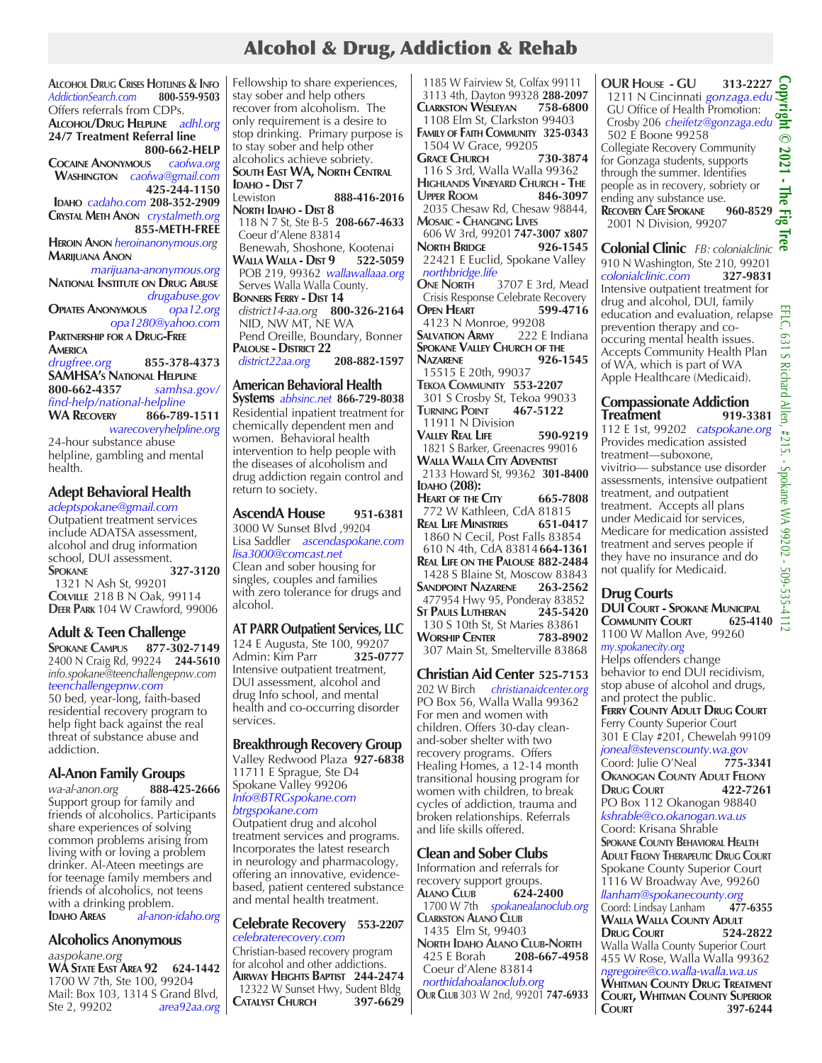# Alcohol & Drug, Addiction & Rehab

**Alcohol Drug Crises Hotlines & Info**
AddictionSearch.com 800-559-9503
Offers referrals from CDPs.

**Alcohol/Drug Helpine** adhl.org
**24/7 Treatment Referral line**
**800-662-HELP**

**Cocaine Anonymous** caofwa.org
**Washington** caofwa@gmail.com
**425-244-1150**
**Idaho** cadaho.com **208-352-2909**

**Crystal Meth Anon** crystalmeth.org
**855-METH-FREE**

**Heroin Anon** heroinanonymous.org

**Marijuana Anon**
marijuana-anonymous.org

**National Institute on Drug Abuse**
drugabuse.gov

**Opiates Anonymous** opa12.org
opa1280@yahoo.com

**Partnership for a Drug-Free America**
drugfree.org **855-378-4373**

**SAMHSA's National Helpline**
**800-662-4357** samhsa.gov/find-help/national-helpline

**WA Recovery 866-789-1511**
warecoveryhelpline.org
24-hour substance abuse helpline, gambling and mental health.

## Adept Behavioral Health

adeptspokane@gmail.com
Outpatient treatment services include ADATSA assessment, alcohol and drug information school, DUI assessment.
**Spokane 327-3120**
1321 N Ash St, 99201
**Colville** 218 B N Oak, 99114
**Deer Park** 104 W Crawford, 99006

## Adult & Teen Challenge

**Spokane Campus 877-302-7149**
2400 N Craig Rd, 99224 **244-5610**
info.spokane@teenchallengepnw.com
teenchallengepnw.com
50 bed, year-long, faith-based residential recovery program to help fight back against the real threat of substance abuse and addiction.

## Al-Anon Family Groups

wa-al-anon.org **888-425-2666**
Support group for family and friends of alcoholics. Participants share experiences of solving common problems arising from living with or loving a problem drinker. Al-Ateen meetings are for teenage family members and friends of alcoholics, not teens with a drinking problem.
**Idaho Areas** al-anon-idaho.org

## Alcoholics Anonymous

aaspokane.org
**WA State East Area 92 624-1442**
1700 W 7th, Ste 100, 99204
Mail: Box 103, 1314 S Grand Blvd, Ste 2, 99202 area92aa.org
Fellowship to share experiences, stay sober and help others recover from alcoholism. The only requirement is a desire to stop drinking. Primary purpose is to stay sober and help other alcoholics achieve sobriety.

**South East WA, North Central Idaho - Dist 7**
Lewiston **888-416-2016**

**North Idaho - Dist 8**
118 N 7 St, Ste B-5 **208-667-4633**
Coeur d'Alene 83814
Benewah, Shoshone, Kootenai

**Walla Walla - Dist 9 522-5059**
POB 219, 99362 wallawallaaa.org
Serves Walla Walla County.

**Bonners Ferry - Dist 14**
district14-aa.org **800-326-2164**
NID, NW MT, NE WA
Pend Oreille, Boundary, Bonner

**Palouse - District 22**
district22aa.org **208-882-1597**

## American Behavioral Health Systems

abhsinc.net **866-729-8038**
Residential inpatient treatment for chemically dependent men and women. Behavioral health intervention to help people with the diseases of alcoholism and drug addiction regain control and return to society.

## AscendA House 951-6381

3000 W Sunset Blvd ,99204
Lisa Saddler ascendaspokane.com
lisa3000@comcast.net
Clean and sober housing for singles, couples and families with zero tolerance for drugs and alcohol.

## AT PARR Outpatient Services, LLC

124 E Augusta, Ste 100, 99207
Admin: Kim Parr **325-0777**
Intensive outpatient treatment, DUI assessment, alcohol and drug Info school, and mental health and co-occuring disorder services.

## Breakthrough Recovery Group

Valley Redwood Plaza **927-6838**
11711 E Sprague, Ste D4
Spokane Valley 99206
Info@BTRCspokane.com
btrgspokane.com
Outpatient drug and alcohol treatment services and programs. Incorporates the latest research in neurology and pharmacology, offering an innovative, evidence-based, patient centered substance and mental health treatment.

## Celebrate Recovery 553-2207

celebraterecovery.com
Christian-based recovery program for alcohol and other addictions.

**Airway Heights Baptist 244-2474**
12322 W Sunset Hwy, Sudent Bldg

**Catalyst Church 397-6629**
1185 W Fairview St, Colfax 99111
3113 4th, Dayton 99328 **288-2097**

**Clarkston Wesleyan 758-6800**
1108 Elm St, Clarkston 99403

**Family of Faith Community 325-0343**
1504 W Grace, 99205

**Grace Church 730-3874**
116 S 3rd, Walla Walla 99362

**Highlands Vineyard Church - The Upper Room 846-3097**
2035 Chesaw Rd, Chesaw 98844,

**Mosaic - Changing Lives**
606 W 3rd, 99201 **747-3007 x807**

**North Bridge 926-1545**
22421 E Euclid, Spokane Valley
northbridge.life

**One North** 3707 E 3rd, Mead
Crisis Response Celebrate Recovery

**Open Heart 599-4716**
4123 N Monroe, 99208

**Salvation Army** 222 E Indiana

**Spokane Valley Church of the Nazarene 926-1545**
15515 E 20th, 99037

**Tekoa Community 553-2207**
301 S Crosby St, Tekoa 99033

**Turning Point 467-5122**
11911 N Division

**Valley Real Life 590-9219**
1821 S Barker, Greenacres 99016

**Walla Walla City Adventist**
2133 Howard St, 99362 **301-8400**

**Idaho (208):**

**Heart of the City 665-7808**
772 W Kathleen, CdA 81815

**Real Life Ministries 651-0417**
1860 N Cecil, Post Falls 83854
610 N 4th, CdA 83814 **664-1361**

**Real Life on the Palouse 882-2484**
1428 S Blaine St, Moscow 83843

**Sandpoint Nazarene 263-2562**
477954 Hwy 95, Ponderay 83852

**St Pauls Lutheran 245-5420**
130 S 10th St, St Maries 83861

**Worship Center 783-8902**
307 Main St, Smelterville 83868

## Christian Aid Center 525-7153

202 W Birch christianaidcenter.org
PO Box 56, Walla Walla 99362
For men and women with children. Offers 30-day clean-and-sober shelter with two recovery programs. Offers Healing Homes, a 12-14 month transitional housing program for women with children, to break cycles of addiction, trauma and broken relationships. Referrals and life skills offered.

## Clean and Sober Clubs

Information and referrals for recovery support groups.

**Alano Club 624-2400**
1700 W 7th spokanealanoclub.org

**Clarkston Alano Club**
1435 Elm St, 99403

**North Idaho Alano Club-North**
425 E Borah **208-667-4958**
Coeur d'Alene 83814
northidahoalanoclub.org

**Our Club** 303 W 2nd, 99201 **747-6933**

**OUR House - GU 313-2227**
1211 N Cincinnati gonzaga.edu
GU Office of Health Promotion:
Crosby 206 cheifetz@gonzaga.edu
502 E Boone 99258
Collegiate Recovery Community for Gonzaga students, supports through the summer. Identifies people as in recovery, sobriety or ending any substance use.

**Recovery Cafe Spokane 960-8529**
2001 N Division, 99207

## Colonial Clinic

FB: colonialclinic
910 N Washington, Ste 210, 99201
colonialclinic.com **327-9831**
Intensive outpatient treatment for drug and alcohol, DUI, family education and evaluation, relapse prevention therapy and co-occuring mental health issues. Accepts Community Health Plan of WA, which is part of WA Apple Healthcare (Medicaid).

## Compassionate Addiction Treatment 919-3381

112 E 1st, 99202 catspokane.org
Provides medication assisted treatment—suboxone, vivitrio— substance use disorder assessments, intensive outpatient treatment, and outpatient treatment. Accepts all plans under Medicaid for services, Medicare for medication assisted treatment and serves people if they have no insurance and do not qualify for Medicaid.

## Drug Courts

**DUI Court - Spokane Municipal Community Court 625-4140**
1100 W Mallon Ave, 99260
my.spokanecity.org
Helps offenders change behavior to end DUI recidivism, stop abuse of alcohol and drugs, and protect the public.

**Ferry County Adult Drug Court**
Ferry County Superior Court
301 E Clay #201, Chewelah 99109
joneal@stevenscounty.wa.gov
Coord: Julie O'Neal **775-3341**

**Okanogan County Adult Felony Drug Court 422-7261**
PO Box 112 Okanogan 98840
kshrable@co.okanogan.wa.us
Coord: Krisana Shrable

**Spokane County Behavioral Health Adult Felony Therapeutic Drug Court**
Spokane County Superior Court
1116 W Broadway Ave, 99260
llanham@spokanecounty.org
Coord: Lindsay Lanham **477-6355**

**Walla Walla County Adult Drug Court 524-2822**
Walla Walla County Superior Court
455 W Rose, Walla Walla 99362
ngregoire@co.walla-walla.wa.us

**Whitman County Drug Treatment Court, Whitman County Superior Court 397-6244**

Copyright © 2021 - The Fig Tree

EFLC, 631 S Richard Allen, #215, - Spokane WA 99202 - 509-535-4112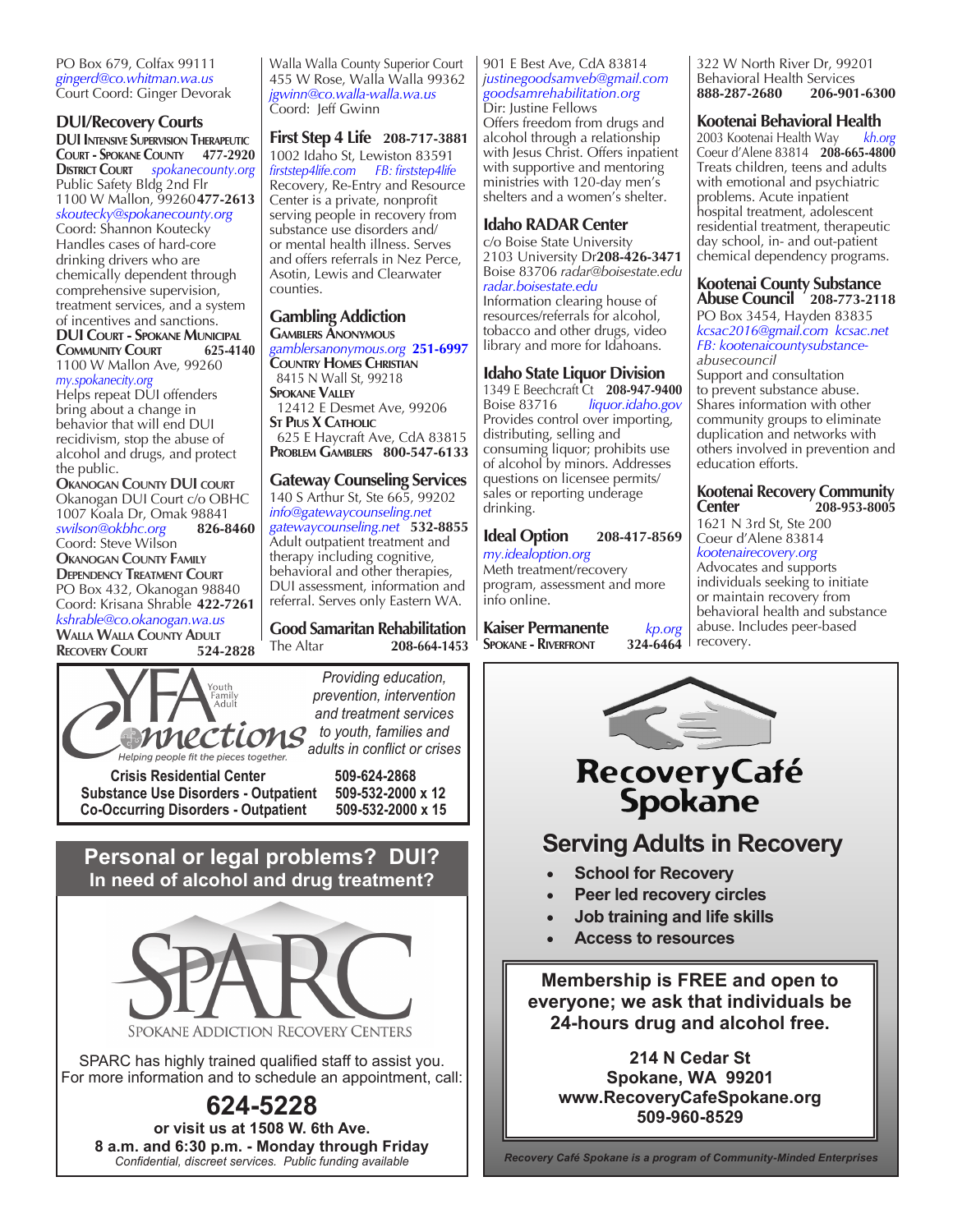PO Box 679, Colfax 99111
gingerd@co.whitman.wa.us
Court Coord: Ginger Devorak

## DUI/Recovery Courts

**DUI Intensive Supervision Therapeutic Court - Spokane County** **477-2920**
**District Court** spokanecounty.org
Public Safety Bldg 2nd Flr
1100 W Mallon, 99260 **477-2613**
skoutecky@spokanecounty.org
Coord: Shannon Koutecky
Handles cases of hard-core drinking drivers who are chemically dependent through comprehensive supervision, treatment services, and a system of incentives and sanctions.

**DUI Court - Spokane Municipal Community Court** **625-4140**
1100 W Mallon Ave, 99260
my.spokanecity.org
Helps repeat DUI offenders bring about a change in behavior that will end DUI recidivism, stop the abuse of alcohol and drugs, and protect the public.

**Okanogan County DUI court**
Okanogan DUI Court c/o OBHC
1007 Koala Dr, Omak 98841
swilson@okbhc.org **826-8460**
Coord: Steve Wilson

**Okanogan County Family Dependency Treatment Court**
PO Box 432, Okanogan 98840
Coord: Krisana Shrable **422-7261**
kshrable@co.okanogan.wa.us

**Walla Walla County Adult Recovery Court** **524-2828**
Walla Walla County Superior Court
455 W Rose, Walla Walla 99362
jgwinn@co.walla-walla.wa.us
Coord: Jeff Gwinn

## First Step 4 Life **208-717-3881**

1002 Idaho St, Lewiston 83591
firststep4life.com FB: firststep4life
Recovery, Re-Entry and Resource Center is a private, nonprofit serving people in recovery from substance use disorders and/or mental health illness. Serves and offers referrals in Nez Perce, Asotin, Lewis and Clearwater counties.

## Gambling Addiction

**Gamblers Anonymous**
gamblersanonymous.org **251-6997**
**Country Homes Christian**
8415 N Wall St, 99218
**Spokane Valley**
12412 E Desmet Ave, 99206
**St Pius X Catholic**
625 E Haycraft Ave, CdA 83815
**Problem Gamblers** **800-547-6133**

## Gateway Counseling Services

140 S Arthur St, Ste 665, 99202
info@gatewaycounseling.net
gatewaycounseling.net **532-8855**
Adult outpatient treatment and therapy including cognitive, behavioral and other therapies, DUI assessment, information and referral. Serves only Eastern WA.

## Good Samaritan Rehabilitation

The Altar **208-664-1453**
901 E Best Ave, CdA 83814
justinegoodsamveb@gmail.com
goodsamrehabilitation.org
Dir: Justine Fellows
Offers freedom from drugs and alcohol through a relationship with Jesus Christ. Offers inpatient with supportive and mentoring ministries with 120-day men's shelters and a women's shelter.

## Idaho RADAR Center

c/o Boise State University
2103 University Dr **208-426-3471**
Boise 83706 radar@boisestate.edu
radar.boisestate.edu
Information clearing house of resources/referrals for alcohol, tobacco and other drugs, video library and more for Idahoans.

## Idaho State Liquor Division

1349 E Beechcraft Ct **208-947-9400**
Boise 83716 liquor.idaho.gov
Provides control over importing, distributing, selling and consuming liquor; prohibits use of alcohol by minors. Addresses questions on licensee permits/sales or reporting underage drinking.

## Ideal Option **208-417-8569**

my.idealoption.org
Meth treatment/recovery program, assessment and more info online.

## Kaiser Permanente kp.org

**Spokane - Riverfront** **324-6464**
322 W North River Dr, 99201
Behavioral Health Services
**888-287-2680** **206-901-6300**

## Kootenai Behavioral Health

2003 Kootenai Health Way kh.org
Coeur d'Alene 83814 **208-665-4800**
Treats children, teens and adults with emotional and psychiatric problems. Acute inpatient hospital treatment, adolescent residential treatment, therapeutic day school, in- and out-patient chemical dependency programs.

## Kootenai County Substance Abuse Council **208-773-2118**

PO Box 3454, Hayden 83835
kcsac2016@gmail.com kcsac.net
FB: kootenaicountysubstance-abusecouncil
Support and consultation to prevent substance abuse. Shares information with other community groups to eliminate duplication and networks with others involved in prevention and education efforts.

## Kootenai Recovery Community Center **208-953-8005**

1621 N 3rd St, Ste 200
Coeur d'Alene 83814
kootenairecovery.org
Advocates and supports individuals seeking to initiate or maintain recovery from behavioral health and substance abuse. Includes peer-based recovery.

---

**YFA Connections** — Youth Family Adult
*Helping people fit the pieces together.*

*Providing education, prevention, intervention and treatment services to youth, families and adults in conflict or crises*

| | |
|---|---|
| **Crisis Residential Center** | **509-624-2868** |
| **Substance Use Disorders - Outpatient** | **509-532-2000 x 12** |
| **Co-Occurring Disorders - Outpatient** | **509-532-2000 x 15** |

---

**Personal or legal problems? DUI?**
**In need of alcohol and drug treatment?**

**SPARC** — Spokane Addiction Recovery Centers

SPARC has highly trained qualified staff to assist you. For more information and to schedule an appointment, call:

**624-5228**

**or visit us at 1508 W. 6th Ave.**
**8 a.m. and 6:30 p.m. - Monday through Friday**
*Confidential, discreet services. Public funding available*

---

**RecoveryCafé Spokane**

**Serving Adults in Recovery**

- **School for Recovery**
- **Peer led recovery circles**
- **Job training and life skills**
- **Access to resources**

**Membership is FREE and open to everyone; we ask that individuals be 24-hours drug and alcohol free.**

**214 N Cedar St**
**Spokane, WA 99201**
**www.RecoveryCafeSpokane.org**
**509-960-8529**

*Recovery Café Spokane is a program of Community-Minded Enterprises*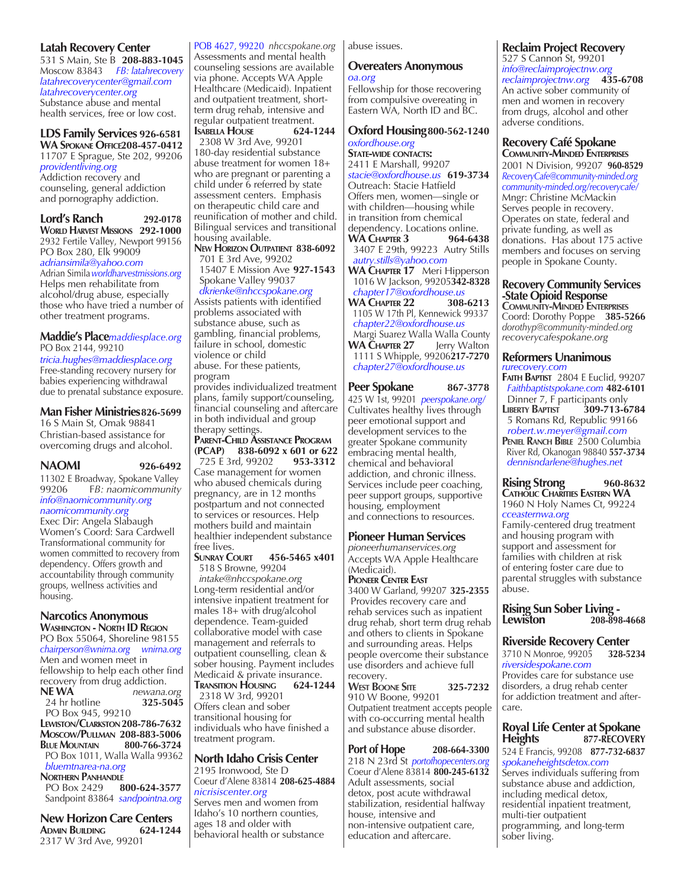## Latah Recovery Center

531 S Main, Ste B **208-883-1045**
Moscow 83843 *FB: latahrecovery*
*latahrecoverycenter@gmail.com*
*latahrecoverycenter.org*
Substance abuse and mental health services, free or low cost.

## LDS Family Services 926-6581

**WA Spokane Office 208-457-0412**
11707 E Sprague, Ste 202, 99206
*providentliving.org*
Addiction recovery and counseling, general addiction and pornography addiction.

## Lord's Ranch 292-0178

**World Harvest Missions 292-1000**
2932 Fertile Valley, Newport 99156
PO Box 280, Elk 99009
*adriansimila@yahoo.com*
Adrian Simila *worldharvestmissions.org*
Helps men rehabilitate from alcohol/drug abuse, especially those who have tried a number of other treatment programs.

## Maddie's Place *maddiesplace.org*

PO Box 2144, 99210
*tricia.hughes@maddiesplace.org*
Free-standing recovery nursery for babies experiencing withdrawal due to prenatal substance exposure.

## Man Fisher Ministries 826-5699

16 S Main St, Omak 98841
Christian-based assistance for overcoming drugs and alcohol.

## NAOMI 926-6492

11302 E Broadway, Spokane Valley 99206 *FB: naomicommunity*
*info@naomicommunity.org*
*naomicommunity.org*
Exec Dir: Angela Slabaugh
Women's Coord: Sara Cardwell
Transformational community for women committed to recovery from dependency. Offers growth and accountability through community groups, wellness activities and housing.

## Narcotics Anonymous

**Washington - North ID Region**
PO Box 55064, Shoreline 98155
*chairperson@wnirna.org* *wnirna.org*
Men and women meet in fellowship to help each other find recovery from drug addiction.
**NE WA** *newana.org*
24 hr hotline **325-5045**
PO Box 945, 99210
**Lewiston/Clarkston 208-786-7632**
**Moscow/Pullman 208-883-5006**
**Blue Mountain 800-766-3724**
PO Box 1011, Walla Walla 99362
*bluemtnarea-na.org*
**Northern Panhandle**
PO Box 2429 **800-624-3577**
Sandpoint 83864 *sandpointna.org*

## New Horizon Care Centers

**Admin Building 624-1244**
2317 W 3rd Ave, 99201
POB 4627, 99220 *nhccspokane.org*
Assessments and mental health counseling sessions are available via phone. Accepts WA Apple Healthcare (Medicaid). Inpatient and outpatient treatment, short-term drug rehab, intensive and regular outpatient treatment.
**Isabella House 624-1244**
2308 W 3rd Ave, 99201
180-day residential substance abuse treatment for women 18+ who are pregnant or parenting a child under 6 referred by state assessment centers. Emphasis on therapeutic child care and reunification of mother and child. Bilingual services and transitional housing available.
**New Horizon Outpatient 838-6092**
701 E 3rd Ave, 99202
15407 E Mission Ave **927-1543**
Spokane Valley 99037
*dkrienke@nhccspokane.org*
Assists patients with identified problems associated with substance abuse, such as gambling, financial problems, failure in school, domestic violence or child abuse. For these patients, program provides individualized treatment plans, family support/counseling, financial counseling and aftercare in both individual and group therapy settings.
**Parent-Child Assistance Program (PCAP) 838-6092 x 601 or 622**
725 E 3rd, 99202 **953-3312**
Case management for women who abused chemicals during pregnancy, are in 12 months postpartum and not connected to services or resources. Help mothers build and maintain healthier independent substance free lives.
**Sunray Court 456-5465 x401**
518 S Browne, 99204
*intake@nhccspokane.org*
Long-term residential and/or intensive inpatient treatment for males 18+ with drug/alcohol dependence. Team-guided collaborative model with case management and referrals to outpatient counselling, clean & sober housing. Payment includes Medicaid & private insurance.
**Transition Housing 624-1244**
2318 W 3rd, 99201
Offers clean and sober transitional housing for individuals who have finished a treatment program.

## North Idaho Crisis Center

2195 Ironwood, Ste D
Coeur d'Alene 83814 **208-625-4884**
*nicrisiscenter.org*
Serves men and women from Idaho's 10 northern counties, ages 18 and older with behavioral health or substance abuse issues.

## Overeaters Anonymous

*oa.org*
Fellowship for those recovering from compulsive overeating in Eastern WA, North ID and BC.

## Oxford Housing 800-562-1240

*oxfordhouse.org*
**State-wide contacts:**
2411 E Marshall, 99207
*stacie@oxfordhouse.us* **619-3734**
Outreach: Stacie Hatfield
Offers men, women—single or with children—housing while in transition from chemical dependency. Locations online.
**WA Chapter 3 964-6438**
3407 E 29th, 99223 Autry Stills
*autry.stills@yahoo.com*
**WA Chapter 17** Meri Hipperson
1016 W Jackson, 99205 **342-8328**
*chapter17@oxfordhouse.us*
**WA Chapter 22 308-6213**
1105 W 17th Pl, Kennewick 99337
*chapter22@oxfordhouse.us*
Margi Suarez Walla Walla County
**WA Chapter 27** Jerry Walton
1111 S Whipple, 99206 **217-7270**
*chapter27@oxfordhouse.us*

## Peer Spokane 867-3778

425 W 1st, 99201 *peerspokane.org/*
Cultivates healthy lives through peer emotional support and development services to the greater Spokane community embracing mental health, chemical and behavioral addiction, and chronic illness. Services include peer coaching, peer support groups, supportive housing, employment and connections to resources.

## Pioneer Human Services

*pioneerhumanservices.org*
Accepts WA Apple Healthcare (Medicaid).
**Pioneer Center East**
3400 W Garland, 99207 **325-2355**
Provides recovery care and rehab services such as inpatient drug rehab, short term drug rehab and others to clients in Spokane and surrounding areas. Helps people overcome their substance use disorders and achieve full recovery.
**West Boone Site 325-7232**
910 W Boone, 99201
Outpatient treatment accepts people with co-occurring mental health and substance abuse disorder.

## Port of Hope 208-664-3300

218 N 23rd St *portofhopecenters.org*
Coeur d'Alene 83814 **800-245-6132**
Adult assessments, social detox, post acute withdrawal stabilization, residential halfway house, intensive and non-intensive outpatient care, education and aftercare.

## Reclaim Project Recovery

527 S Cannon St, 99201
*info@reclaimprojectnw.org*
*reclaimprojectnw.org* **435-6708**
An active sober community of men and women in recovery from drugs, alcohol and other adverse conditions.

## Recovery Café Spokane

**Community-Minded Enterprises**
2001 N Division, 99207 **960-8529**
*RecoveryCafe@community-minded.org*
*community-minded.org/recoverycafe/*
Mngr: Christine McMackin
Serves people in recovery. Operates on state, federal and private funding, as well as donations. Has about 175 active members and focuses on serving people in Spokane County.

## Recovery Community Services -State Opioid Response

**Community-Minded Enterprises**
Coord: Dorothy Poppe **385-5266**
*dorothyp@community-minded.org*
*recoverycafespokane.org*

## Reformers Unanimous

*rurecovery.com*
**Faith Baptist** 2804 E Euclid, 99207
*Faithbaptistspokane.com* **482-6101**
Dinner 7, F participants only
**Liberty Baptist 309-713-6784**
5 Romans Rd, Republic 99166
*robert.w.meyer@gmail.com*
**Peniel Ranch Bible** 2500 Columbia River Rd, Okanogan 98840 **557-3734**
*dennisndarlene@hughes.net*

## Rising Strong 960-8632

**Catholic Charities Eastern WA**
1960 N Holy Names Ct, 99224
*cceasternwa.org*
Family-centered drug treatment and housing program with support and assessment for families with children at risk of entering foster care due to parental struggles with substance abuse.

## Rising Sun Sober Living - Lewiston 208-898-4668

## Riverside Recovery Center

3710 N Monroe, 99205 **328-5234**
*riversidespokane.com*
Provides care for substance use disorders, a drug rehab center for addiction treatment and after-care.

## Royal Life Center at Spokane Heights 877-RECOVERY

524 E Francis, 99208 **877-732-6837**
*spokaneheightsdetox.com*
Serves individuals suffering from substance abuse and addiction, including medical detox, residential inpatient treatment, multi-tier outpatient programming, and long-term sober living.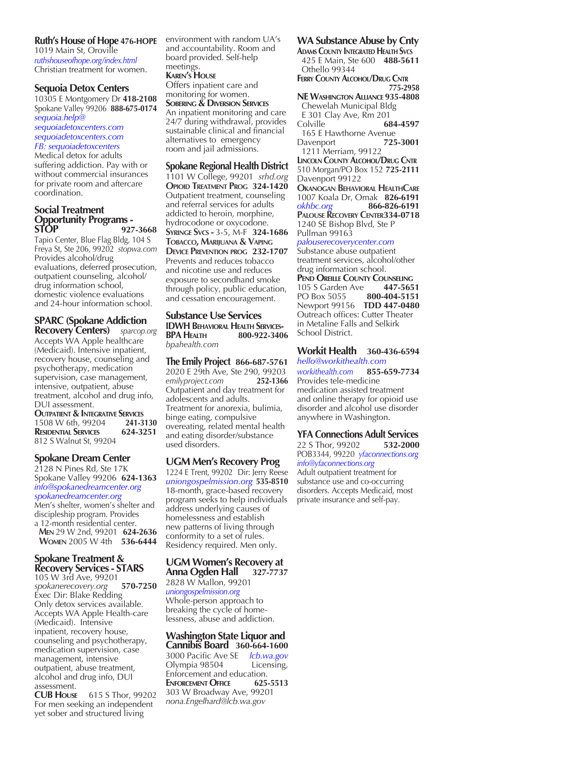### Ruth's House of Hope **476-HOPE**

1019 Main St, Oroville
*ruthshouseofhope.org/index.html*
Christian treatment for women.

### Sequoia Detox Centers

10305 E Montgomery Dr **418-2108**
Spokane Valley 99206 **888-675-0174**
*sequoia.help@sequoiadetoxcenters.com*
*sequoiadetoxcenters.com*
*FB: sequoiadetoxcenters*
Medical detox for adults suffering addiction. Pay with or without commercial insurances for private room and aftercare coordination.

### Social Treatment Opportunity Programs - STOP **927-3668**

Tapio Center, Blue Flag Bldg, 104 S Freya St, Ste 206, 99202 *stopwa.com*
Provides alcohol/drug evaluations, deferred prosecution, outpatient counseling, alcohol/drug information school, domestic violence evaluations and 24-hour information school.

### SPARC (Spokane Addiction Recovery Centers) *sparcop.org*

Accepts WA Apple healthcare (Medicaid). Intensive inpatient, recovery house, counseling and psychotherapy, medication supervision, case management, intensive, outpatient, abuse treatment, alcohol and drug info, DUI assessment.

**Outpatient & Integrative Services**
1508 W 6th, 99204 **241-3130**
**Residential Services** **624-3251**
812 S Walnut St, 99204

### Spokane Dream Center

2128 N Pines Rd, Ste 17K
Spokane Valley 99206 **624-1363**
*info@spokanedreamcenter.org*
*spokanedreamcenter.org*
Men's shelter, women's shelter and discipleship program. Provides a 12-month residential center.
**Men** 29 W 2nd, 99201 **624-2636**
**Women** 2005 W 4th **536-6444**

### Spokane Treatment & Recovery Services - STARS

105 W 3rd Ave, 99201
*spokanerecovery.org* **570-7250**
Exec Dir: Blake Redding
Only detox services available. Accepts WA Apple Health-care (Medicaid). Intensive inpatient, recovery house, counseling and psychotherapy, medication supervision, case management, intensive outpatient, abuse treatment, alcohol and drug info, DUI assessment.

**CUB House** 615 S Thor, 99202
For men seeking an independent yet sober and structured living environment with random UA's and accountability. Room and board provided. Self-help meetings.

**Karen's House**
Offers inpatient care and monitoring for women.

**Sobering & Diversion Services**
An inpatient monitoring and care 24/7 during withdrawal, provides sustainable clinical and financial alternatives to emergency room and jail admissions.

### Spokane Regional Health District

1101 W College, 99201 *srhd.org*
**Opioid Treatment Prog** **324-1420**
Outpatient treatment, counseling and referral services for adults addicted to heroin, morphine, hydrocodone or oxycodone.
**Syringe Svcs -** 3-5, M-F **324-1686**
**Tobacco, Marijuana & Vaping Device Prevention prog** **232-1707**
Prevents and reduces tobacco and nicotine use and reduces exposure to secondhand smoke through policy, public education, and cessation encouragement.

### Substance Use Services

**IDWH Behavioral Health Services-BPA Health** **800-922-3406**
*bpahealth.com*

### The Emily Project **866-687-5761**

2020 E 29th Ave, Ste 290, 99203
*emilyproject.com* **252-1366**
Outpatient and day treatment for adolescents and adults. Treatment for anorexia, bulimia, binge eating, compulsive overeating, related mental health and eating disorder/substance used disorders.

### UGM Men's Recovery Prog

1224 E Trent, 99202 Dir: Jerry Reese
*uniongospelmission.org* **535-8510**
18-month, grace-based recovery program seeks to help individuals address underlying causes of homelessness and establish new patterns of living through conformity to a set of rules. Residency required. Men only.

### UGM Women's Recovery at Anna Ogden Hall **327-7737**

2828 W Mallon, 99201
*uniongospelmission.org*
Whole-person approach to breaking the cycle of homelessness, abuse and addiction.

### Washington State Liquor and Cannibis Board **360-664-1600**

3000 Pacific Ave SE *lcb.wa.gov*
Olympia 98504 Licensing, Enforcement and education.
**Enforcement Office** **625-5513**
303 W Broadway Ave, 99201
*nona.Engelhard@lcb.wa.gov*

### WA Substance Abuse by Cnty

**Adams County Integrated Health Svcs**
425 E Main, Ste 600 **488-5611**
Othello 99344

**Ferry County Alcohol/Drug Cntr** **775-2958**

**NE Washington Alliance** **935-4808**
Chewelah Municipal Bldg
E 301 Clay Ave, Rm 201
Colville **684-4597**
165 E Hawthorne Avenue
Davenport **725-3001**
1211 Merriam, 99122

**Lincoln County Alcohol/Drug Cntr**
510 Morgan/PO Box 152 **725-2111**
Davenport 99122

**Okanogan Behavioral HealthCare**
1007 Koala Dr, Omak **826-6191**
*okhbc.org* **866-826-6191**

**Palouse Recovery Center** **334-0718**
1240 SE Bishop Blvd, Ste P
Pullman 99163
*palouserecoverycenter.com*
Substance abuse outpatient treatment services, alcohol/other drug information school.

**Pend Oreille County Counseling**
105 S Garden Ave **447-5651**
PO Box 5055 **800-404-5151**
Newport 99156 **TDD 447-0480**
Outreach offices: Cutter Theater in Metaline Falls and Selkirk School District.

### Workit Health **360-436-6594**

*hello@workithealth.com*
*workithealth.com* **855-659-7734**
Provides tele-medicine medication assisted treatment and online therapy for opioid use disorder and alcohol use disorder anywhere in Washington.

### YFA Connections Adult Services

22 S Thor, 99202 **532-2000**
POB3344, 99220 *yfaconnections.org*
*info@yfaconnections.org*
Adult outpatient treatment for substance use and co-occurring disorders. Accepts Medicaid, most private insurance and self-pay.